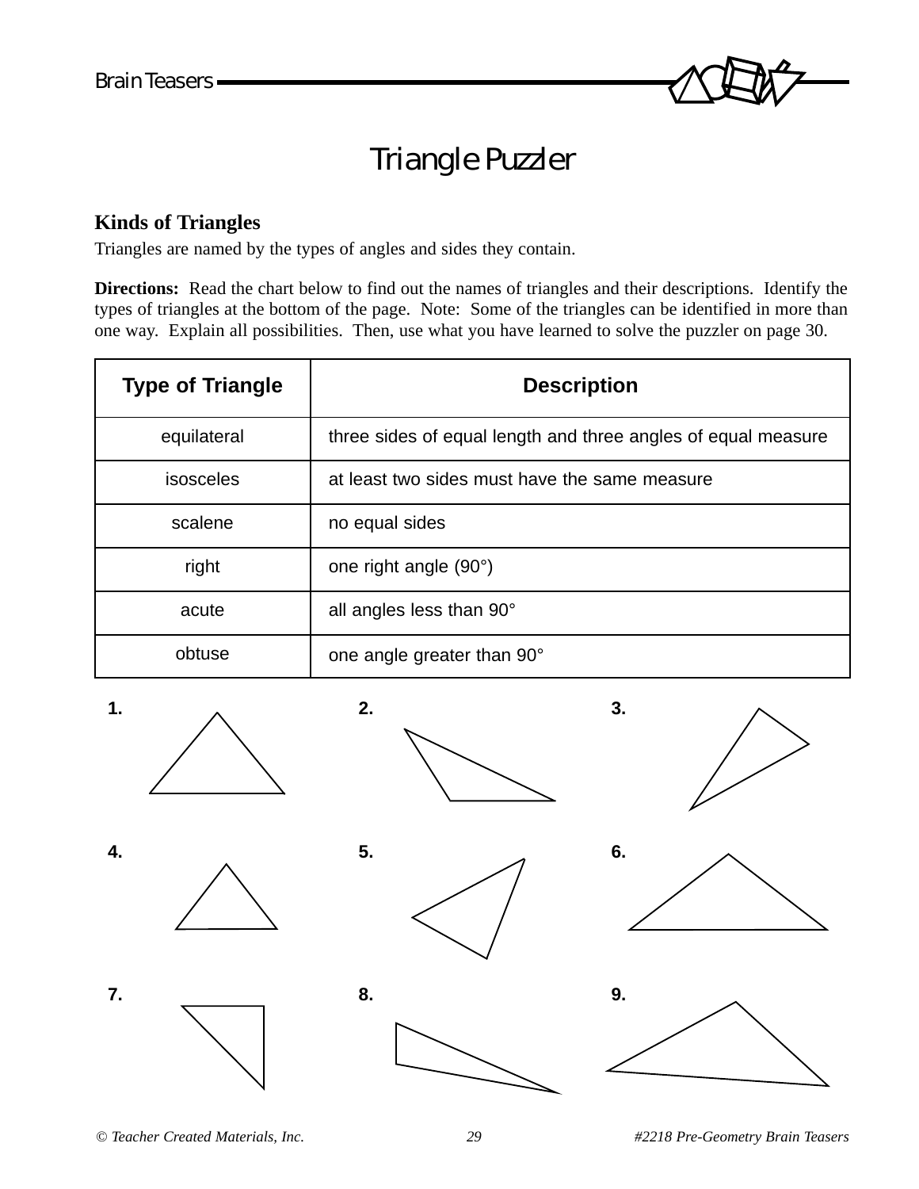# Triangle Puzzler

### Kinds of Triangles

Triangles are named by the types of angles and sides they contain.

**Directions:** Read the chart below to find out the names of triangles and their descriptions. Identify the types of triangles at the bottom of the page. Note: Some of the triangles can be identified in more than one way. Explain all possibilities. Then, use what you have learned to solve the puzzler on page 30.

| Type of Triangle | Description |
|---|---|
| equilateral | three sides of equal length and three angles of equal measure |
| isosceles | at least two sides must have the same measure |
| scalene | no equal sides |
| right | one right angle (90°) |
| acute | all angles less than 90° |
| obtuse | one angle greater than 90° |

**1.**

**2.**

**3.**

**4.**

**5.**

**6.**

**7.**

**8.**

**9.**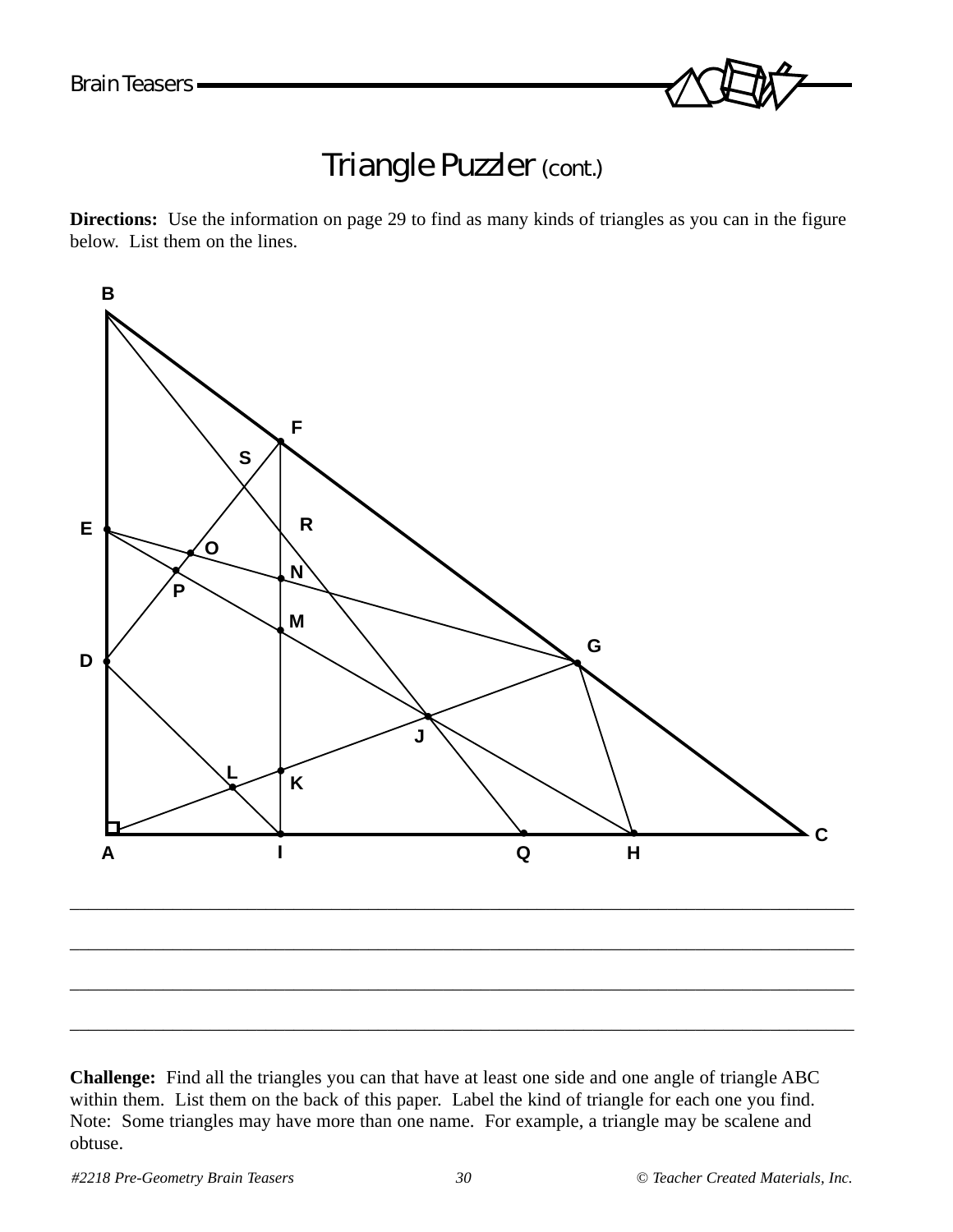# Triangle Puzzler (cont.)

**Directions:** Use the information on page 29 to find as many kinds of triangles as you can in the figure below. List them on the lines.

B

F

S

R

E

O

N

P

M

G

D

J

L

K

C

A

I

Q

H

______________________________________________________________________________

______________________________________________________________________________

______________________________________________________________________________

______________________________________________________________________________

**Challenge:** Find all the triangles you can that have at least one side and one angle of triangle ABC within them. List them on the back of this paper. Label the kind of triangle for each one you find. Note: Some triangles may have more than one name. For example, a triangle may be scalene and obtuse.